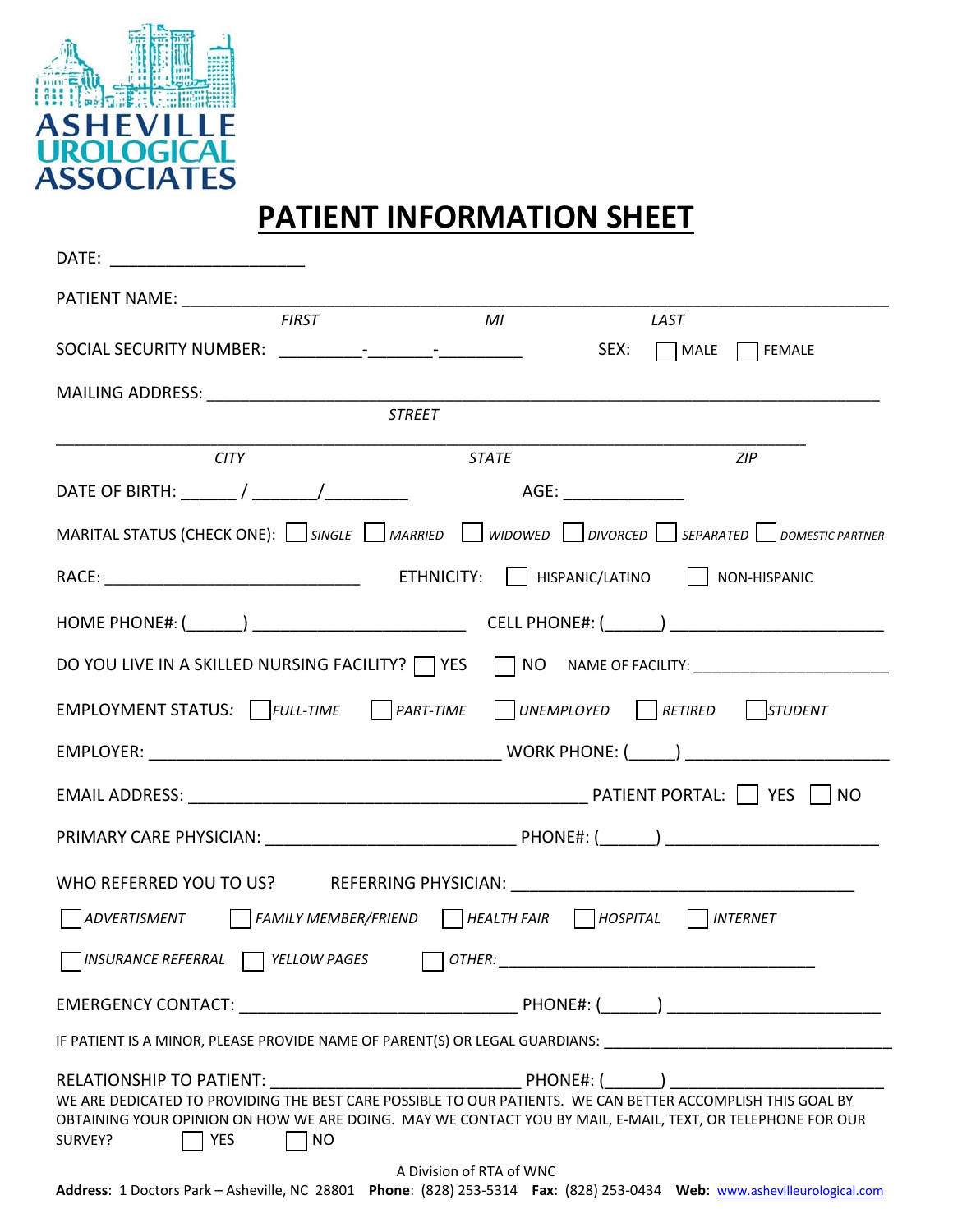ASHEVILLE UROLOGICAL ASSOCIATES

# PATIENT INFORMATION SHEET

DATE: ____________________

PATIENT NAME: ______________________________________________________________________
*FIRST* *MI* *LAST*

SOCIAL SECURITY NUMBER: _________-_______-_________ SEX: ☐ MALE ☐ FEMALE

MAILING ADDRESS: ______________________________________________________________________
*STREET*

______________________________________________________________________
*CITY* *STATE* *ZIP*

DATE OF BIRTH: ______ / _______/_________ AGE: _____________

MARITAL STATUS (CHECK ONE): ☐ *SINGLE* ☐ *MARRIED* ☐ *WIDOWED* ☐ *DIVORCED* ☐ *SEPARATED* ☐ *DOMESTIC PARTNER*

RACE: ____________________________ ETHNICITY: ☐ HISPANIC/LATINO ☐ NON-HISPANIC

HOME PHONE#: (______) _______________________ CELL PHONE#: (______) _______________________

DO YOU LIVE IN A SKILLED NURSING FACILITY? ☐ YES ☐ NO NAME OF FACILITY: ______________________

EMPLOYMENT STATUS*:* ☐ *FULL-TIME* ☐ *PART-TIME* ☐ *UNEMPLOYED* ☐ *RETIRED* ☐ *STUDENT*

EMPLOYER: ______________________________________ WORK PHONE: (_____) ______________________

EMAIL ADDRESS: ____________________________________________ PATIENT PORTAL: ☐ YES ☐ NO

PRIMARY CARE PHYSICIAN: ___________________________ PHONE#: (______) ______________________

WHO REFERRED YOU TO US? REFERRING PHYSICIAN: ______________________________________

☐ *ADVERTISMENT* ☐ *FAMILY MEMBER/FRIEND* ☐ *HEALTH FAIR* ☐ *HOSPITAL* ☐ *INTERNET*

☐ *INSURANCE REFERRAL* ☐ *YELLOW PAGES* ☐ *OTHER:* ___________________________________

EMERGENCY CONTACT: ______________________________ PHONE#: (______) ______________________

IF PATIENT IS A MINOR, PLEASE PROVIDE NAME OF PARENT(S) OR LEGAL GUARDIANS: ________________________________

RELATIONSHIP TO PATIENT: ___________________________ PHONE#: (______) ______________________

WE ARE DEDICATED TO PROVIDING THE BEST CARE POSSIBLE TO OUR PATIENTS. WE CAN BETTER ACCOMPLISH THIS GOAL BY OBTAINING YOUR OPINION ON HOW WE ARE DOING. MAY WE CONTACT YOU BY MAIL, E-MAIL, TEXT, OR TELEPHONE FOR OUR SURVEY? ☐ YES ☐ NO

A Division of RTA of WNC

**Address**: 1 Doctors Park – Asheville, NC 28801 **Phone**: (828) 253-5314 **Fax**: (828) 253-0434 **Web**: www.ashevilleurological.com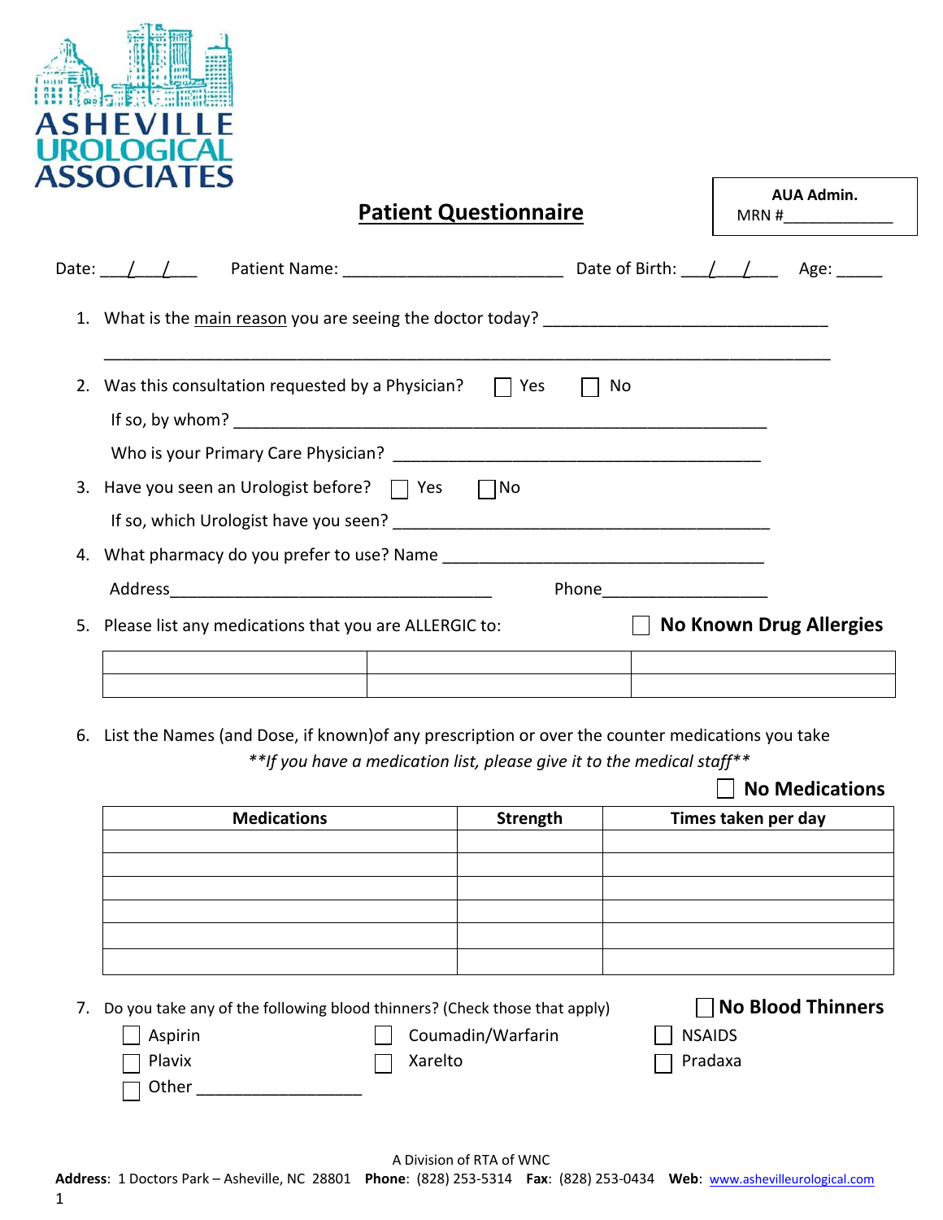**ASHEVILLE UROLOGICAL ASSOCIATES**

**AUA Admin.**
MRN #____________

# Patient Questionnaire

Date: ___/___/___ Patient Name: ________________________ Date of Birth: ___/___/___ Age: _____

1. What is the main reason you are seeing the doctor today? ______________________________

   ___________________________________________________________________________

2. Was this consultation requested by a Physician? ☐ Yes ☐ No

   If so, by whom? ___________________________________________________________

   Who is your Primary Care Physician? _________________________________________

3. Have you seen an Urologist before? ☐ Yes ☐ No

   If so, which Urologist have you seen? _________________________________________

4. What pharmacy do you prefer to use? Name ___________________________________

   Address___________________________________ Phone__________________

5. Please list any medications that you are ALLERGIC to: ☐ **No Known Drug Allergies**

| | | |
|---|---|---|
| | | |
| | | |

6. List the Names (and Dose, if known)of any prescription or over the counter medications you take

   ***If you have a medication list, please give it to the medical staff***

   ☐ **No Medications**

| Medications | Strength | Times taken per day |
|---|---|---|
| | | |
| | | |
| | | |
| | | |
| | | |
| | | |

7. Do you take any of the following blood thinners? (Check those that apply) ☐ **No Blood Thinners**

   ☐ Aspirin ☐ Coumadin/Warfarin ☐ NSAIDS

   ☐ Plavix ☐ Xarelto ☐ Pradaxa

   ☐ Other __________________

A Division of RTA of WNC

**Address**: 1 Doctors Park – Asheville, NC 28801 **Phone**: (828) 253-5314 **Fax**: (828) 253-0434 **Web**: www.ashevilleurological.com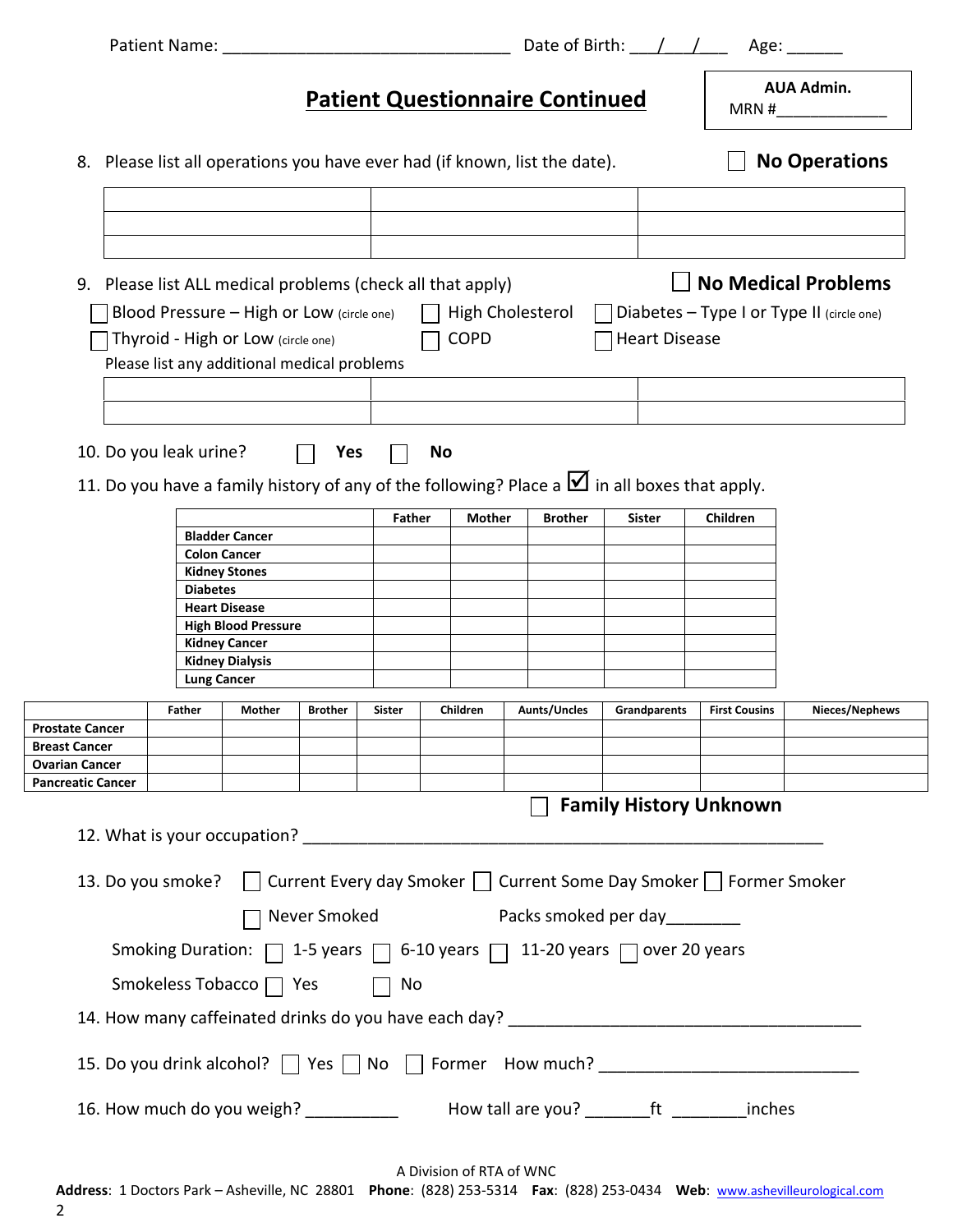Patient Name: ______________________________ Date of Birth: ___/___/___ Age: ______

# Patient Questionnaire Continued

**AUA Admin.**
MRN #____________

8. Please list all operations you have ever had (if known, list the date). ☐ **No Operations**

| | | |
|---|---|---|
| | | |
| | | |
| | | |

9. Please list ALL medical problems (check all that apply) ☐ **No Medical Problems**

☐ Blood Pressure – High or Low (circle one) ☐ High Cholesterol ☐ Diabetes – Type I or Type II (circle one)
☐ Thyroid - High or Low (circle one) ☐ COPD ☐ Heart Disease

Please list any additional medical problems

| | | |
|---|---|---|
| | | |
| | | |

10. Do you leak urine? ☐ **Yes** ☐ **No**

11. Do you have a family history of any of the following? Place a ☑ in all boxes that apply.

| | **Father** | **Mother** | **Brother** | **Sister** | **Children** |
|---|---|---|---|---|---|
| **Bladder Cancer** | | | | | |
| **Colon Cancer** | | | | | |
| **Kidney Stones** | | | | | |
| **Diabetes** | | | | | |
| **Heart Disease** | | | | | |
| **High Blood Pressure** | | | | | |
| **Kidney Cancer** | | | | | |
| **Kidney Dialysis** | | | | | |
| **Lung Cancer** | | | | | |

| | **Father** | **Mother** | **Brother** | **Sister** | **Children** | **Aunts/Uncles** | **Grandparents** | **First Cousins** | **Nieces/Nephews** |
|---|---|---|---|---|---|---|---|---|---|
| **Prostate Cancer** | | | | | | | | | |
| **Breast Cancer** | | | | | | | | | |
| **Ovarian Cancer** | | | | | | | | | |
| **Pancreatic Cancer** | | | | | | | | | |

☐ **Family History Unknown**

12. What is your occupation? ____________________________________________________________

13. Do you smoke? ☐ Current Every day Smoker ☐ Current Some Day Smoker ☐ Former Smoker

☐ Never Smoked Packs smoked per day________

Smoking Duration: ☐ 1-5 years ☐ 6-10 years ☐ 11-20 years ☐ over 20 years

Smokeless Tobacco ☐ Yes ☐ No

14. How many caffeinated drinks do you have each day? ______________________________________

15. Do you drink alcohol? ☐ Yes ☐ No ☐ Former How much? ____________________________

16. How much do you weigh? __________ How tall are you? _______ft ________inches

A Division of RTA of WNC

**Address**: 1 Doctors Park – Asheville, NC 28801 **Phone**: (828) 253-5314 **Fax**: (828) 253-0434 **Web**: www.ashevilleurological.com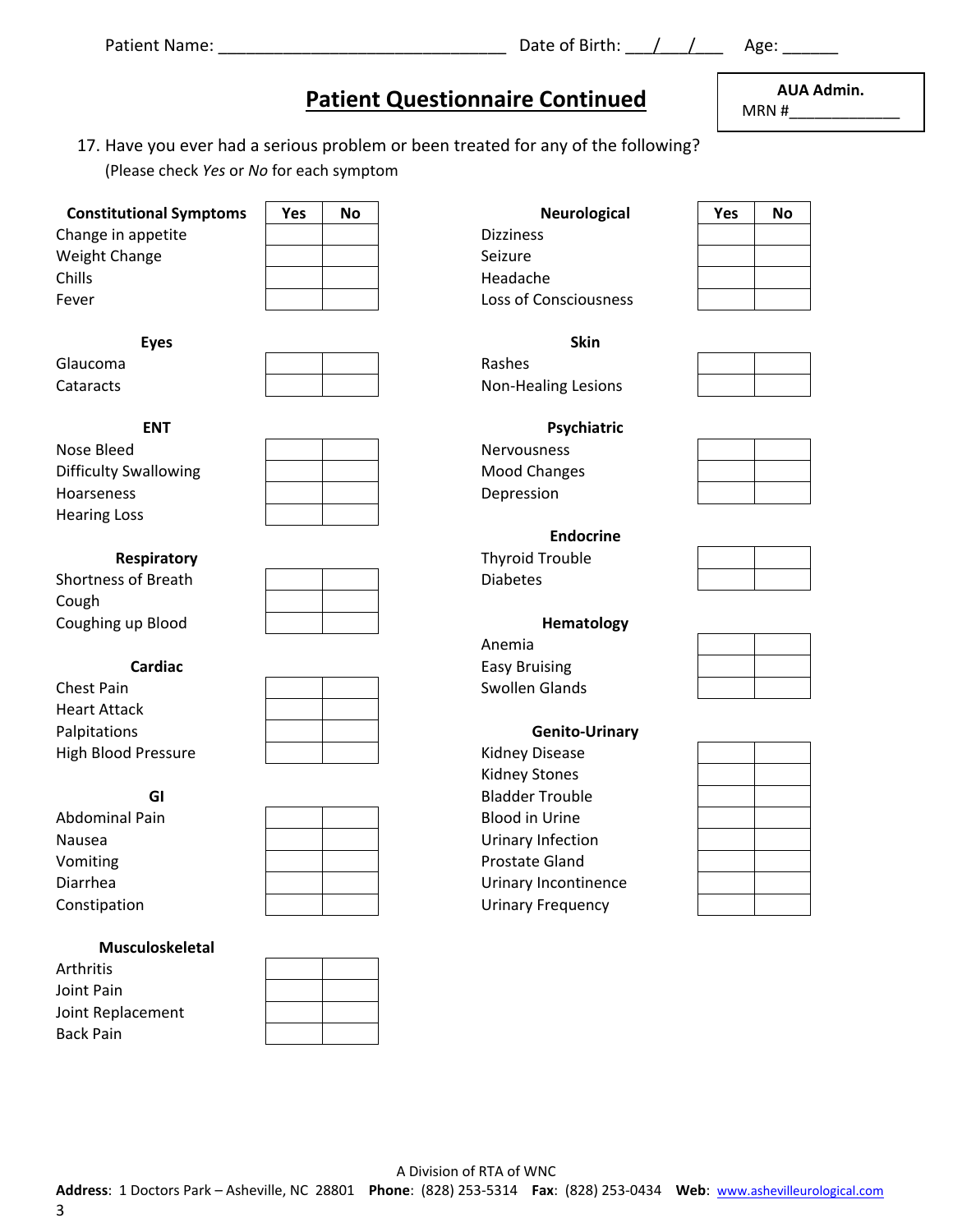Patient Name: _______________________________ Date of Birth: ___/___/___ Age: ______

## Patient Questionnaire Continued

**AUA Admin.**
MRN #____________

17. Have you ever had a serious problem or been treated for any of the following?
    (Please check *Yes* or *No* for each symptom)

| **Constitutional Symptoms** | **Yes** | **No** |
|---|---|---|
| Change in appetite | | |
| Weight Change | | |
| Chills | | |
| Fever | | |
| **Eyes** | | |
| Glaucoma | | |
| Cataracts | | |
| **ENT** | | |
| Nose Bleed | | |
| Difficulty Swallowing | | |
| Hoarseness | | |
| Hearing Loss | | |
| **Respiratory** | | |
| Shortness of Breath | | |
| Cough | | |
| Coughing up Blood | | |
| **Cardiac** | | |
| Chest Pain | | |
| Heart Attack | | |
| Palpitations | | |
| High Blood Pressure | | |
| **GI** | | |
| Abdominal Pain | | |
| Nausea | | |
| Vomiting | | |
| Diarrhea | | |
| Constipation | | |
| **Musculoskeletal** | | |
| Arthritis | | |
| Joint Pain | | |
| Joint Replacement | | |
| Back Pain | | |

| **Neurological** | **Yes** | **No** |
|---|---|---|
| Dizziness | | |
| Seizure | | |
| Headache | | |
| Loss of Consciousness | | |
| **Skin** | | |
| Rashes | | |
| Non-Healing Lesions | | |
| **Psychiatric** | | |
| Nervousness | | |
| Mood Changes | | |
| Depression | | |
| **Endocrine** | | |
| Thyroid Trouble | | |
| Diabetes | | |
| **Hematology** | | |
| Anemia | | |
| Easy Bruising | | |
| Swollen Glands | | |
| **Genito-Urinary** | | |
| Kidney Disease | | |
| Kidney Stones | | |
| Bladder Trouble | | |
| Blood in Urine | | |
| Urinary Infection | | |
| Prostate Gland | | |
| Urinary Incontinence | | |
| Urinary Frequency | | |

A Division of RTA of WNC

**Address**: 1 Doctors Park – Asheville, NC 28801 **Phone**: (828) 253-5314 **Fax**: (828) 253-0434 **Web**: www.ashevilleurological.com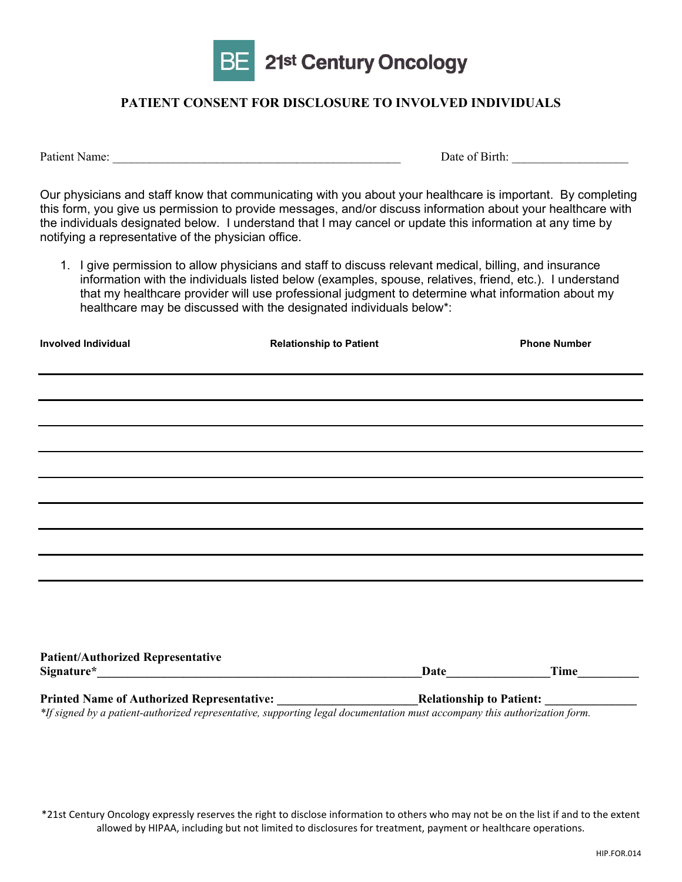BE 21st Century Oncology

## PATIENT CONSENT FOR DISCLOSURE TO INVOLVED INDIVIDUALS

Patient Name: ________________________________________________ Date of Birth: __________________

Our physicians and staff know that communicating with you about your healthcare is important. By completing this form, you give us permission to provide messages, and/or discuss information about your healthcare with the individuals designated below. I understand that I may cancel or update this information at any time by notifying a representative of the physician office.

1. I give permission to allow physicians and staff to discuss relevant medical, billing, and insurance information with the individuals listed below (examples, spouse, relatives, friend, etc.). I understand that my healthcare provider will use professional judgment to determine what information about my healthcare may be discussed with the designated individuals below*:

| Involved Individual | Relationship to Patient | Phone Number |
|---|---|---|
| | | |
| | | |
| | | |
| | | |
| | | |
| | | |
| | | |
| | | |

**Patient/Authorized Representative Signature***_____________________________________________________**Date**________________**Time**_________

**Printed Name of Authorized Representative:** ______________________**Relationship to Patient:** ______________

*\*If signed by a patient-authorized representative, supporting legal documentation must accompany this authorization form.*

*21st Century Oncology expressly reserves the right to disclose information to others who may not be on the list if and to the extent allowed by HIPAA, including but not limited to disclosures for treatment, payment or healthcare operations.

HIP.FOR.014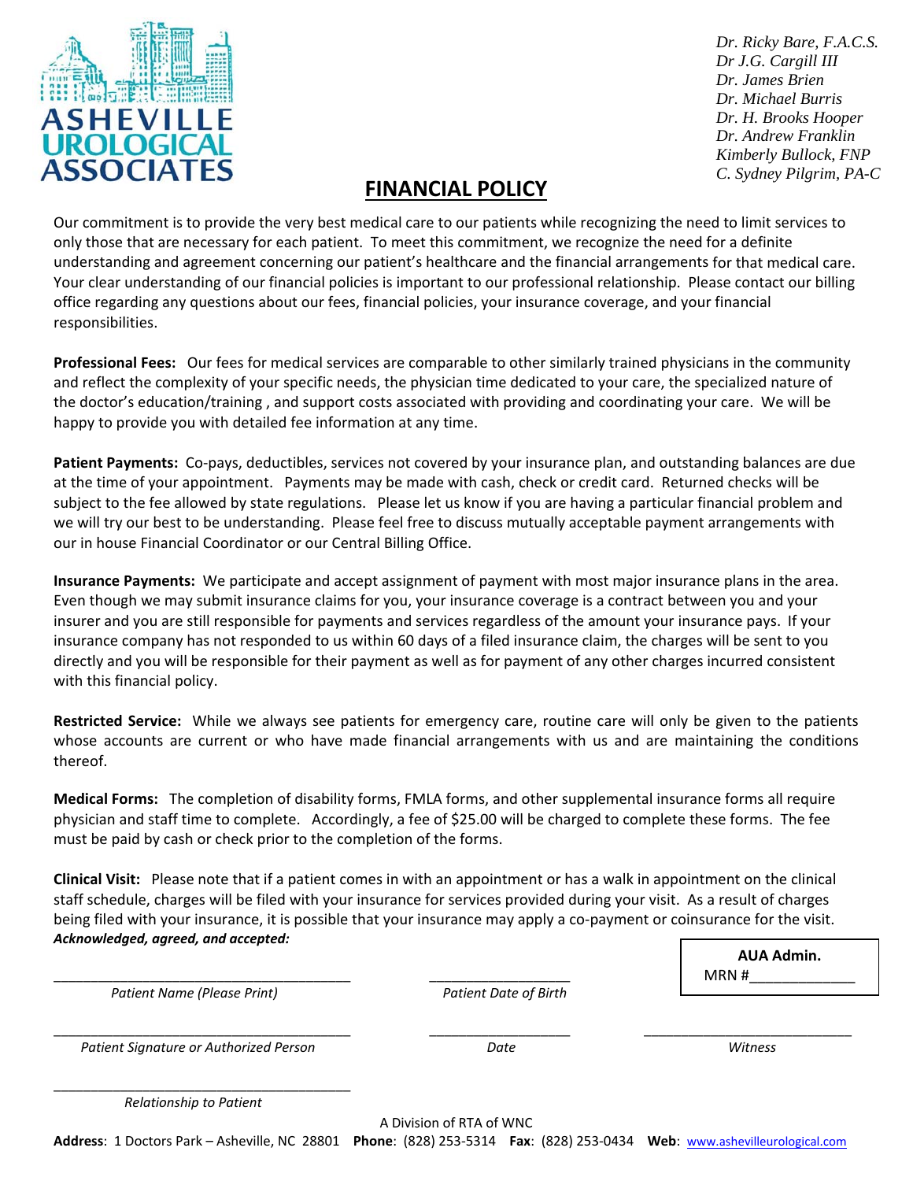**ASHEVILLE UROLOGICAL ASSOCIATES**

*Dr. Ricky Bare, F.A.C.S.*
*Dr J.G. Cargill III*
*Dr. James Brien*
*Dr. Michael Burris*
*Dr. H. Brooks Hooper*
*Dr. Andrew Franklin*
*Kimberly Bullock, FNP*
*C. Sydney Pilgrim, PA-C*

# FINANCIAL POLICY

Our commitment is to provide the very best medical care to our patients while recognizing the need to limit services to only those that are necessary for each patient. To meet this commitment, we recognize the need for a definite understanding and agreement concerning our patient's healthcare and the financial arrangements for that medical care. Your clear understanding of our financial policies is important to our professional relationship. Please contact our billing office regarding any questions about our fees, financial policies, your insurance coverage, and your financial responsibilities.

**Professional Fees:** Our fees for medical services are comparable to other similarly trained physicians in the community and reflect the complexity of your specific needs, the physician time dedicated to your care, the specialized nature of the doctor's education/training , and support costs associated with providing and coordinating your care. We will be happy to provide you with detailed fee information at any time.

**Patient Payments:** Co-pays, deductibles, services not covered by your insurance plan, and outstanding balances are due at the time of your appointment. Payments may be made with cash, check or credit card. Returned checks will be subject to the fee allowed by state regulations. Please let us know if you are having a particular financial problem and we will try our best to be understanding. Please feel free to discuss mutually acceptable payment arrangements with our in house Financial Coordinator or our Central Billing Office.

**Insurance Payments:** We participate and accept assignment of payment with most major insurance plans in the area. Even though we may submit insurance claims for you, your insurance coverage is a contract between you and your insurer and you are still responsible for payments and services regardless of the amount your insurance pays. If your insurance company has not responded to us within 60 days of a filed insurance claim, the charges will be sent to you directly and you will be responsible for their payment as well as for payment of any other charges incurred consistent with this financial policy.

**Restricted Service:** While we always see patients for emergency care, routine care will only be given to the patients whose accounts are current or who have made financial arrangements with us and are maintaining the conditions thereof.

**Medical Forms:** The completion of disability forms, FMLA forms, and other supplemental insurance forms all require physician and staff time to complete. Accordingly, a fee of $25.00 will be charged to complete these forms. The fee must be paid by cash or check prior to the completion of the forms.

**Clinical Visit:** Please note that if a patient comes in with an appointment or has a walk in appointment on the clinical staff schedule, charges will be filed with your insurance for services provided during your visit. As a result of charges being filed with your insurance, it is possible that your insurance may apply a co-payment or coinsurance for the visit.

***Acknowledged, agreed, and accepted:***

**AUA Admin.**
MRN #_____________

_____________________________________ *Patient Name (Please Print)*

__________________ *Patient Date of Birth*

_____________________________________ *Patient Signature or Authorized Person*

__________________ *Date*

__________________________ *Witness*

_____________________________________ *Relationship to Patient*

A Division of RTA of WNC

**Address**: 1 Doctors Park – Asheville, NC 28801 **Phone**: (828) 253-5314 **Fax**: (828) 253-0434 **Web**: www.ashevilleurological.com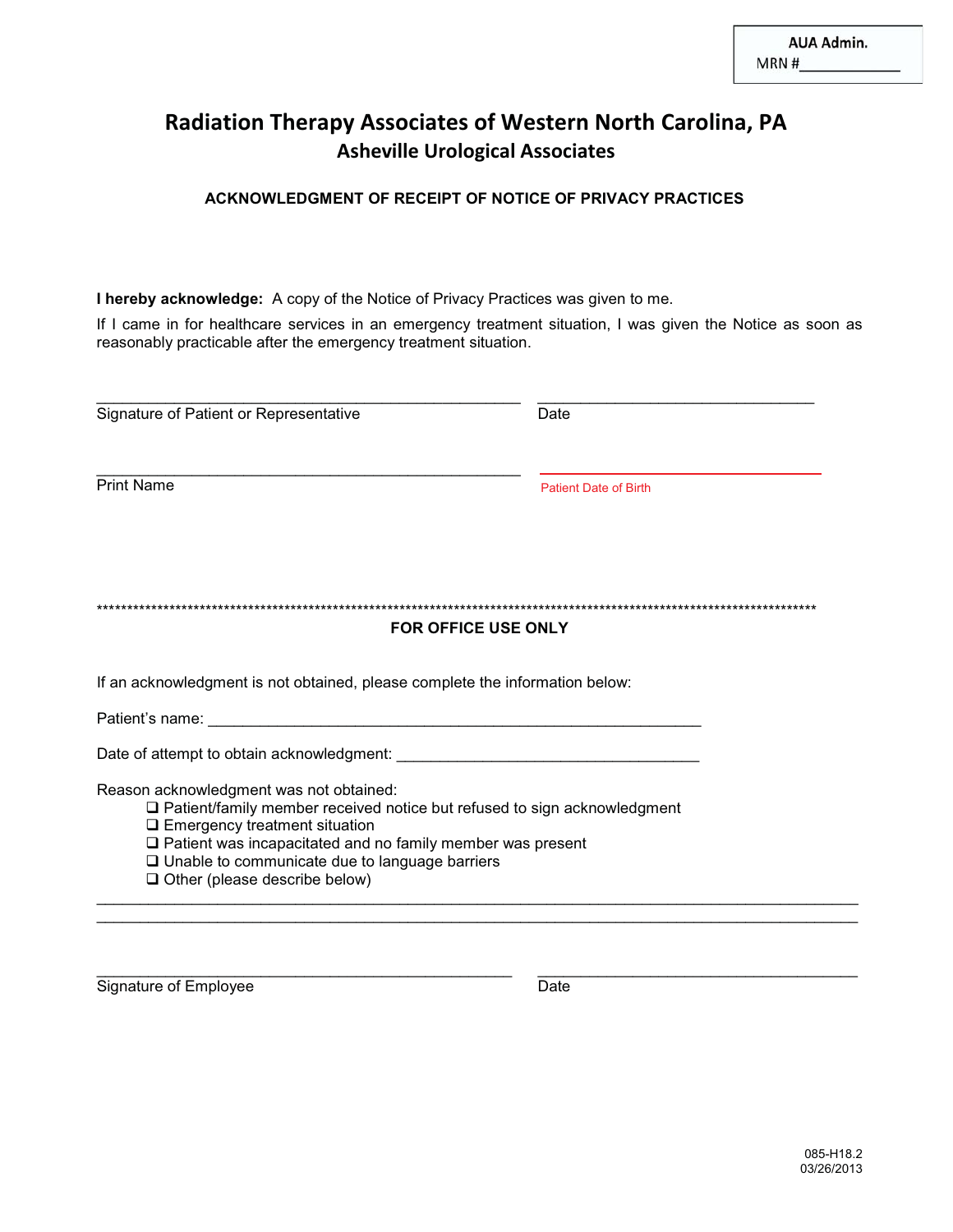AUA Admin.
MRN #____________

# Radiation Therapy Associates of Western North Carolina, PA

## Asheville Urological Associates

### ACKNOWLEDGMENT OF RECEIPT OF NOTICE OF PRIVACY PRACTICES

**I hereby acknowledge:** A copy of the Notice of Privacy Practices was given to me.

If I came in for healthcare services in an emergency treatment situation, I was given the Notice as soon as reasonably practicable after the emergency treatment situation.

_______________________________________________ _______________________________
Signature of Patient or Representative Date

_______________________________________________ _______________________________
Print Name Patient Date of Birth

*******************************************************************************************************************

**FOR OFFICE USE ONLY**

If an acknowledgment is not obtained, please complete the information below:

Patient's name: _______________________________________________________

Date of attempt to obtain acknowledgment: _________________________________

Reason acknowledgment was not obtained:

- ❑ Patient/family member received notice but refused to sign acknowledgment
- ❑ Emergency treatment situation
- ❑ Patient was incapacitated and no family member was present
- ❑ Unable to communicate due to language barriers
- ❑ Other (please describe below)

___________________________________________________________________________________
___________________________________________________________________________________

______________________________________________ ___________________________________
Signature of Employee Date

085-H18.2
03/26/2013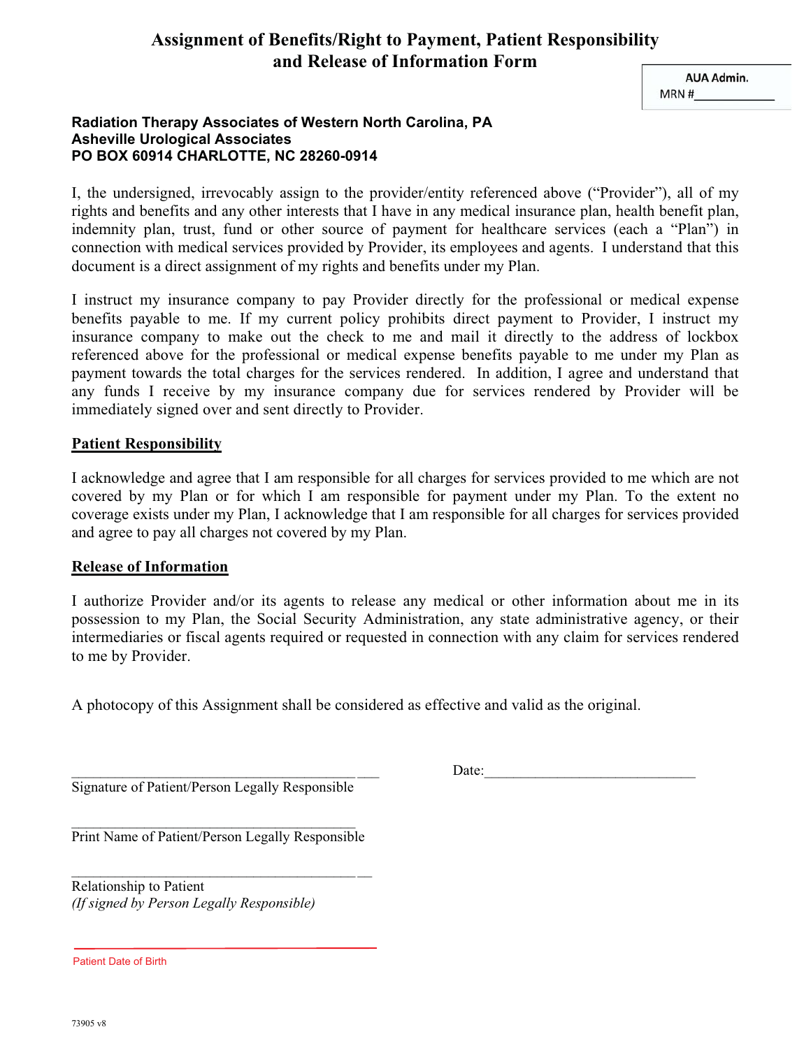# Assignment of Benefits/Right to Payment, Patient Responsibility and Release of Information Form

AUA Admin.
MRN #____________

**Radiation Therapy Associates of Western North Carolina, PA**
**Asheville Urological Associates**
**PO BOX 60914 CHARLOTTE, NC 28260-0914**

I, the undersigned, irrevocably assign to the provider/entity referenced above ("Provider"), all of my rights and benefits and any other interests that I have in any medical insurance plan, health benefit plan, indemnity plan, trust, fund or other source of payment for healthcare services (each a "Plan") in connection with medical services provided by Provider, its employees and agents. I understand that this document is a direct assignment of my rights and benefits under my Plan.

I instruct my insurance company to pay Provider directly for the professional or medical expense benefits payable to me. If my current policy prohibits direct payment to Provider, I instruct my insurance company to make out the check to me and mail it directly to the address of lockbox referenced above for the professional or medical expense benefits payable to me under my Plan as payment towards the total charges for the services rendered. In addition, I agree and understand that any funds I receive by my insurance company due for services rendered by Provider will be immediately signed over and sent directly to Provider.

## Patient Responsibility

I acknowledge and agree that I am responsible for all charges for services provided to me which are not covered by my Plan or for which I am responsible for payment under my Plan. To the extent no coverage exists under my Plan, I acknowledge that I am responsible for all charges for services provided and agree to pay all charges not covered by my Plan.

## Release of Information

I authorize Provider and/or its agents to release any medical or other information about me in its possession to my Plan, the Social Security Administration, any state administrative agency, or their intermediaries or fiscal agents required or requested in connection with any claim for services rendered to me by Provider.

A photocopy of this Assignment shall be considered as effective and valid as the original.

_________________________________________ Date:_____________________________
Signature of Patient/Person Legally Responsible

_________________________________________
Print Name of Patient/Person Legally Responsible

_________________________________________
Relationship to Patient
*(If signed by Person Legally Responsible)*

_________________________________________
Patient Date of Birth

73905 v8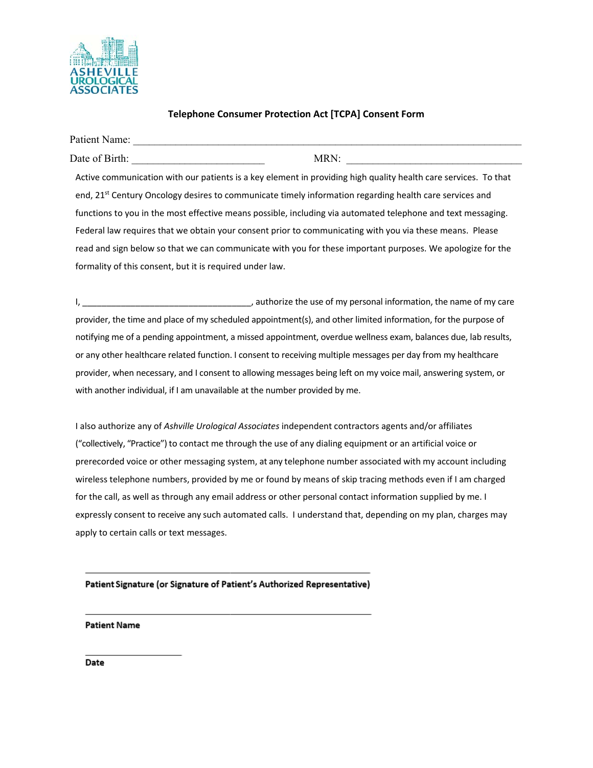ASHEVILLE UROLOGICAL ASSOCIATES

## Telephone Consumer Protection Act [TCPA] Consent Form

Patient Name: ______________________________________________________________________________

Date of Birth: ________________________ MRN: ________________________________

Active communication with our patients is a key element in providing high quality health care services. To that end, 21st Century Oncology desires to communicate timely information regarding health care services and functions to you in the most effective means possible, including via automated telephone and text messaging. Federal law requires that we obtain your consent prior to communicating with you via these means. Please read and sign below so that we can communicate with you for these important purposes. We apologize for the formality of this consent, but it is required under law.

I, ___________________________________, authorize the use of my personal information, the name of my care provider, the time and place of my scheduled appointment(s), and other limited information, for the purpose of notifying me of a pending appointment, a missed appointment, overdue wellness exam, balances due, lab results, or any other healthcare related function. I consent to receiving multiple messages per day from my healthcare provider, when necessary, and I consent to allowing messages being left on my voice mail, answering system, or with another individual, if I am unavailable at the number provided by me.

I also authorize any of *Ashville Urological Associates* independent contractors agents and/or affiliates ("collectively, "Practice") to contact me through the use of any dialing equipment or an artificial voice or prerecorded voice or other messaging system, at any telephone number associated with my account including wireless telephone numbers, provided by me or found by means of skip tracing methods even if I am charged for the call, as well as through any email address or other personal contact information supplied by me. I expressly consent to receive any such automated calls. I understand that, depending on my plan, charges may apply to certain calls or text messages.

__________________________________________________________

**Patient Signature (or Signature of Patient's Authorized Representative)**

__________________________________________________________

**Patient Name**

____________________

**Date**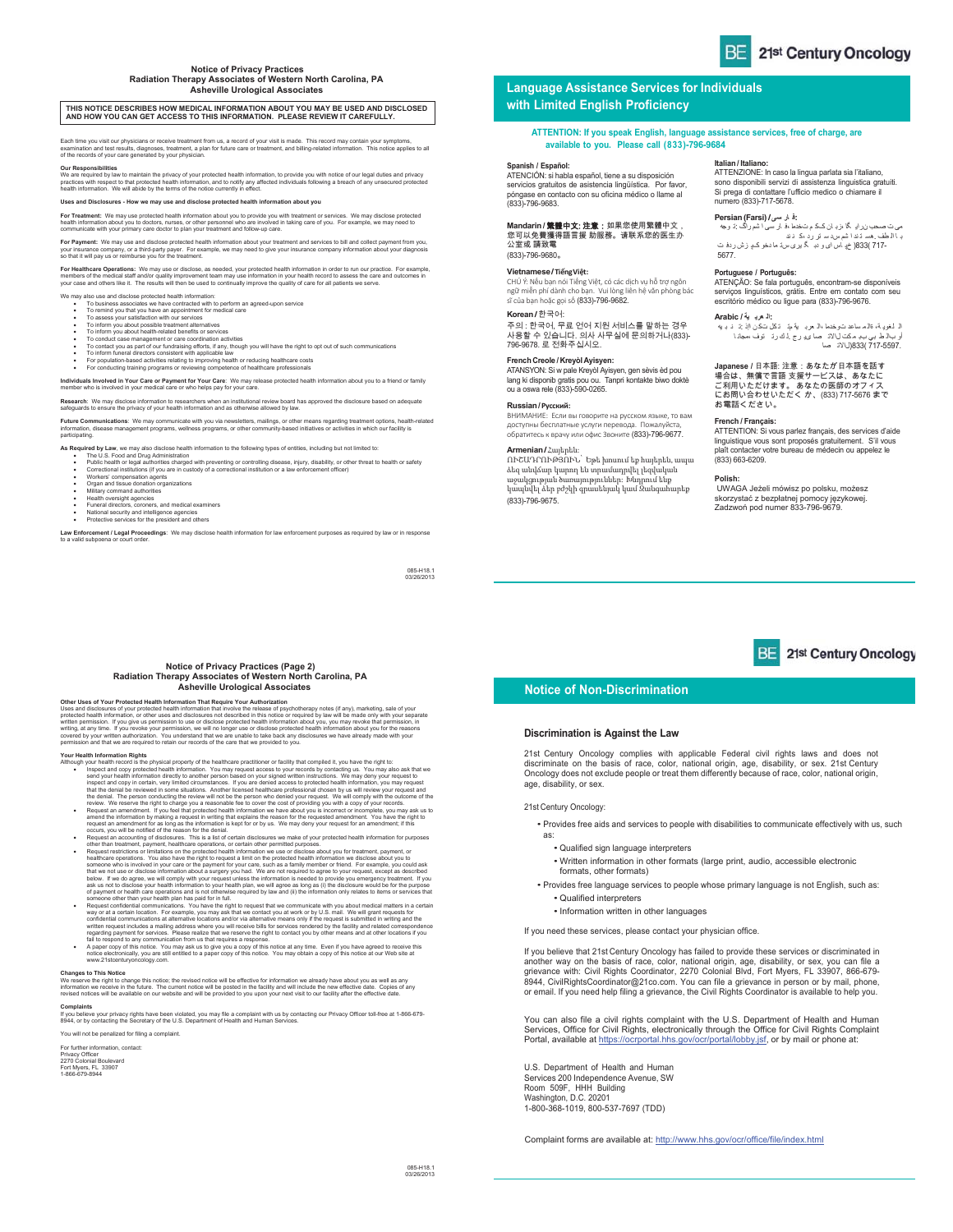# Notice of Privacy Practices
## Radiation Therapy Associates of Western North Carolina, PA
## Asheville Urological Associates

**THIS NOTICE DESCRIBES HOW MEDICAL INFORMATION ABOUT YOU MAY BE USED AND DISCLOSED AND HOW YOU CAN GET ACCESS TO THIS INFORMATION. PLEASE REVIEW IT CAREFULLY.**

Each time you visit our physicians or receive treatment from us, a record of your visit is made. This record may contain your symptoms, examination and test results, diagnoses, treatment, a plan for future care or treatment, and billing-related information. This notice applies to all of the records of your care generated by your physician.

**Our Responsibilities**
We are required by law to maintain the privacy of your protected health information, to provide you with notice of our legal duties and privacy practices with respect to that protected health information, and to notify any affected individuals following a breach of any unsecured protected health information. We will abide by the terms of the notice currently in effect.

**Uses and Disclosures - How we may use and disclose protected health information about you**

**For Treatment:** We may use protected health information about you to provide you with treatment or services. We may disclose protected health information about you to doctors, nurses, or other personnel who are involved in taking care of you. For example, we may need to communicate with your primary care doctor to plan your treatment and follow-up care.

**For Payment:** We may use and disclose protected health information about your treatment and services to bill and collect payment from you, your insurance company, or a third-party payer. For example, we may need to give your insurance company information about your diagnosis so that it will pay us or reimburse you for the treatment.

**For Healthcare Operations:** We may use or disclose, as needed, your protected health information in order to run our practice. For example, members of the medical staff and/or quality improvement team may use information in your health record to assess the care and outcomes in your case and others like it. The results will then be used to continually improve the quality of care for all patients we serve.

We may also use and disclose protected health information:
- To business associates we have contracted with to perform an agreed-upon service
- To remind you that you have an appointment for medical care
- To assess your satisfaction with our services
- To inform you about possible treatment alternatives
- To inform you about health-related benefits or services
- To conduct case management or care coordination activities
- To contact you as part of our fundraising efforts, if any, though you will have the right to opt out of such communications
- To inform funeral directors consistent with applicable law
- For population-based activities relating to improving health or reducing healthcare costs
- For conducting training programs or reviewing competence of healthcare professionals

**Individuals Involved in Your Care or Payment for Your Care**: We may release protected health information about you to a friend or family member who is involved in your medical care or who helps pay for your care.

**Research**: We may disclose information to researchers when an institutional review board has approved the disclosure based on adequate safeguards to ensure the privacy of your health information and as otherwise allowed by law.

**Future Communications**: We may communicate with you via newsletters, mailings, or other means regarding treatment options, health-related information, disease management programs, wellness programs, or other community-based initiatives or activities in which our facility is participating.

**As Required by Law**, we may also disclose health information to the following types of entities, including but not limited to:
- The U.S. Food and Drug Administration
- Public health or legal authorities charged with preventing or controlling disease, injury, disability, or other threat to health or safety
- Correctional institutions (if you are in custody of a correctional institution or a law enforcement officer)
- Workers' compensation agents
- Organ and tissue donation organizations
- Military command authorities
- Health oversight agencies
- Funeral directors, coroners, and medical examiners
- National security and intelligence agencies
- Protective services for the president and others

**Law Enforcement / Legal Proceedings**: We may disclose health information for law enforcement purposes as required by law or in response to a valid subpoena or court order.

085-H18.1
03/26/2013

# Language Assistance Services for Individuals with Limited English Proficiency

**ATTENTION: If you speak English, language assistance services, free of charge, are available to you. Please call (833)-796-9684**

**Spanish / Español:**
ATENCIÓN: si habla español, tiene a su disposición servicios gratuitos de asistencia lingüística. Por favor, póngase en contacto con su oficina médico o llame al (833)-796-9683.

**Mandarin / 繁體中文:** **注意**：如果您使用繁體中文，您可以免費獲得語言援 助服務。请联系您的医生办公室或 請致電 (833)-796-9680。

**Vietnamese / Tiếng Việt:**
CHÚ Ý: Nếu bạn nói Tiếng Việt, có các dịch vụ hỗ trợ ngôn ngữ miễn phí dành cho bạn. Vui lòng liên hệ văn phòng bác sĩ của bạn hoặc gọi số (833)-796-9682.

**Korean / 한국어:**
주의 : 한국어, 무료 언어 지원 서비스를 말하는 경우 사용할 수 있습니다. 의사 사무실에 문의하거나(833)-796-9678. 로 전화주십시오.

**French Creole / Kreyòl Ayisyen:**
ATANSYON: Si w pale Kreyòl Ayisyen, gen sèvis èd pou lang ki disponib gratis pou ou. Tanpri kontakte biwo doktè ou a oswa rele (833)-590-0265.

**Russian / Русский:**
ВНИМАНИЕ: Если вы говорите на русском языке, то вам доступны бесплатные услуги перевода. Пожалуйста, обратитесь к врачу или офис Звоните (833)-796-9677.

**Armenian / Հայերեն:**
ՈՒՇԱԴՐՈՒԹՅՈՒՆ՝ Եթե խոսում եք հայերեն, ապա ձեզ անվճար կարող են տրամադրվել լեզվական աջակցության ծառայություններ: Խնդրում ենք կապվել ձեր բժշկի գրասենյակ կամ Զանգահարեք (833)-796-9675.

**Italian / Italiano:**
ATTENZIONE: In caso la lingua parlata sia l'italiano, sono disponibili servizi di assistenza linguistica gratuiti. Si prega di contattare l'ufficio medico o chiamare il numero (833)-717-5678.

**Persian (Farsi) / فارسی:**
توجه: اگر به زبان فارسی گفتگو می کنید، تسهیلات زبانی بصورت رایگان برای شما فراهم می باشد. لطفا با دفتر پزشک خود تماس بگیرید یا با (833)-717-5677.

**Portuguese / Português:**
ATENÇÃO: Se fala português, encontram-se disponíveis serviços linguísticos, grátis. Entre em contato com seu escritório médico ou ligue para (833)-796-9676.

**Arabic / العربية:**
ملحوظة: إذا كنت تتحدث العربية، فإن خدمات المساعدة اللغوية تتوافر لك بالمجان. يرجى الاتصال بمكتب الطبيب أو اتصل (833)-717-5597.

**Japanese / 日本語:** 注意：あなたが日本語を話す場合は、無償で言語 支援サービスは、あなたにご利用いただけます。 あなたの医師のオフィスにお問い合わせいただく か、(833) 717-5676 までお電話ください。

**French / Français:**
ATTENTION: Si vous parlez français, des services d'aide linguistique vous sont proposés gratuitement. S'il vous plaît contacter votre bureau de médecin ou appelez le (833) 663-6209.

**Polish:**
UWAGA Jeżeli mówisz po polsku, możesz skorzystać z bezpłatnej pomocy językowej. Zadzwoń pod numer 833-796-9679.

# Notice of Privacy Practices (Page 2)
## Radiation Therapy Associates of Western North Carolina, PA
## Asheville Urological Associates

**Other Uses of Your Protected Health Information That Require Your Authorization**
Uses and disclosures of your protected health information that involve the release of psychotherapy notes (if any), marketing, sale of your protected health information, or other uses and disclosures not described in this notice or required by law will be made only with your separate written permission. If you give us permission to use or disclose protected health information about you, you may revoke that permission, in writing, at any time. If you revoke your permission, we will no longer use or disclose protected health information about you for the reasons covered by your written authorization. You understand that we are unable to take back any disclosures we have already made with your permission and that we are required to retain our records of the care that we provided to you.

**Your Health Information Rights**
Although your health record is the physical property of the healthcare practitioner or facility that compiled it, you have the right to:
- Inspect and copy protected health information. You may request access to your records by contacting us. You may also ask that we send your health information directly to another person based on your signed written instructions. We may deny your request to inspect and copy in certain, very limited circumstances. If you are denied access to protected health information, you may request that the denial be reviewed in some situations. Another licensed healthcare professional chosen by us will review your request and the denial. The person conducting the review will not be the person who denied your request. We will comply with the outcome of the review. We reserve the right to charge you a reasonable fee to cover the cost of providing you with a copy of your records.
- Request an amendment. If you feel that protected health information we have about you is incorrect or incomplete, you may ask us to amend the information by making a request in writing that explains the reason for the requested amendment. You have the right to request an amendment for as long as the information is kept for or by us. We may deny your request for an amendment; if this occurs, you will be notified of the reason for the denial.
- Request an accounting of disclosures. This is a list of certain disclosures we make of your protected health information for purposes other than treatment, payment, healthcare operations, or certain other permitted purposes.
- Request restrictions or limitations on the protected health information we use or disclose about you for treatment, payment, or healthcare operations. You also have the right to request a limit on the protected health information we disclose about you to someone who is involved in your care or the payment for your care, such as a family member or friend. For example, you could ask that we not use or disclose information about a surgery you had. We are not required to agree to your request, except as described below. If we do agree, we will comply with your request unless the information is needed to provide you emergency treatment. If you ask us not to disclose your health information to your health plan, we will agree as long as (i) the disclosure would be for the purpose of payment or health care operations and is not otherwise required by law and (ii) the information only relates to items or services that someone other than your health plan has paid for in full.
- Request confidential communications. You have the right to request that we communicate with you about medical matters in a certain way or at a certain location. For example, you may ask that we contact you at work or by U.S. mail. We will grant requests for confidential communications at alternative locations and/or via alternative means only if the request is submitted in writing and the written request includes a mailing address where you will receive bills for services rendered by the facility and related correspondence regarding payment for services. Please realize that we reserve the right to contact you by other means and at other locations if you fail to respond to any communication from us that requires a response.
- A paper copy of this notice. You may ask us to give you a copy of this notice at any time. Even if you have agreed to receive this notice electronically, you are still entitled to a paper copy of this notice. You may obtain a copy of this notice at our Web site at www.21stcenturyoncology.com.

**Changes to This Notice**
We reserve the right to change this notice; the revised notice will be effective for information we already have about you as well as any information we receive in the future. The current notice will be posted in the facility and will include the new effective date. Copies of any revised notices will be available on our website and will be provided to you upon your next visit to our facility after the effective date.

**Complaints**
If you believe your privacy rights have been violated, you may file a complaint with us by contacting our Privacy Officer toll-free at 1-866-679-8944, or by contacting the Secretary of the U.S. Department of Health and Human Services.

You will not be penalized for filing a complaint.

For further information, contact:
Privacy Officer
2270 Colonial Boulevard
Fort Myers, FL 33907
1-866-679-8944

085-H18.1
03/26/2013

# Notice of Non-Discrimination

## Discrimination is Against the Law

21st Century Oncology complies with applicable Federal civil rights laws and does not discriminate on the basis of race, color, national origin, age, disability, or sex. 21st Century Oncology does not exclude people or treat them differently because of race, color, national origin, age, disability, or sex.

21st Century Oncology:

- Provides free aids and services to people with disabilities to communicate effectively with us, such as:
  - Qualified sign language interpreters
  - Written information in other formats (large print, audio, accessible electronic formats, other formats)
- Provides free language services to people whose primary language is not English, such as:
  - Qualified interpreters
  - Information written in other languages

If you need these services, please contact your physician office.

If you believe that 21st Century Oncology has failed to provide these services or discriminated in another way on the basis of race, color, national origin, age, disability, or sex, you can file a grievance with: Civil Rights Coordinator, 2270 Colonial Blvd, Fort Myers, FL 33907, 866-679-8944, CivilRightsCoordinator@21co.com. You can file a grievance in person or by mail, phone, or email. If you need help filing a grievance, the Civil Rights Coordinator is available to help you.

You can also file a civil rights complaint with the U.S. Department of Health and Human Services, Office for Civil Rights, electronically through the Office for Civil Rights Complaint Portal, available at https://ocrportal.hhs.gov/ocr/portal/lobby.jsf, or by mail or phone at:

U.S. Department of Health and Human Services 200 Independence Avenue, SW
Room 509F, HHH Building
Washington, D.C. 20201
1-800-368-1019, 800-537-7697 (TDD)

Complaint forms are available at: http://www.hhs.gov/ocr/office/file/index.html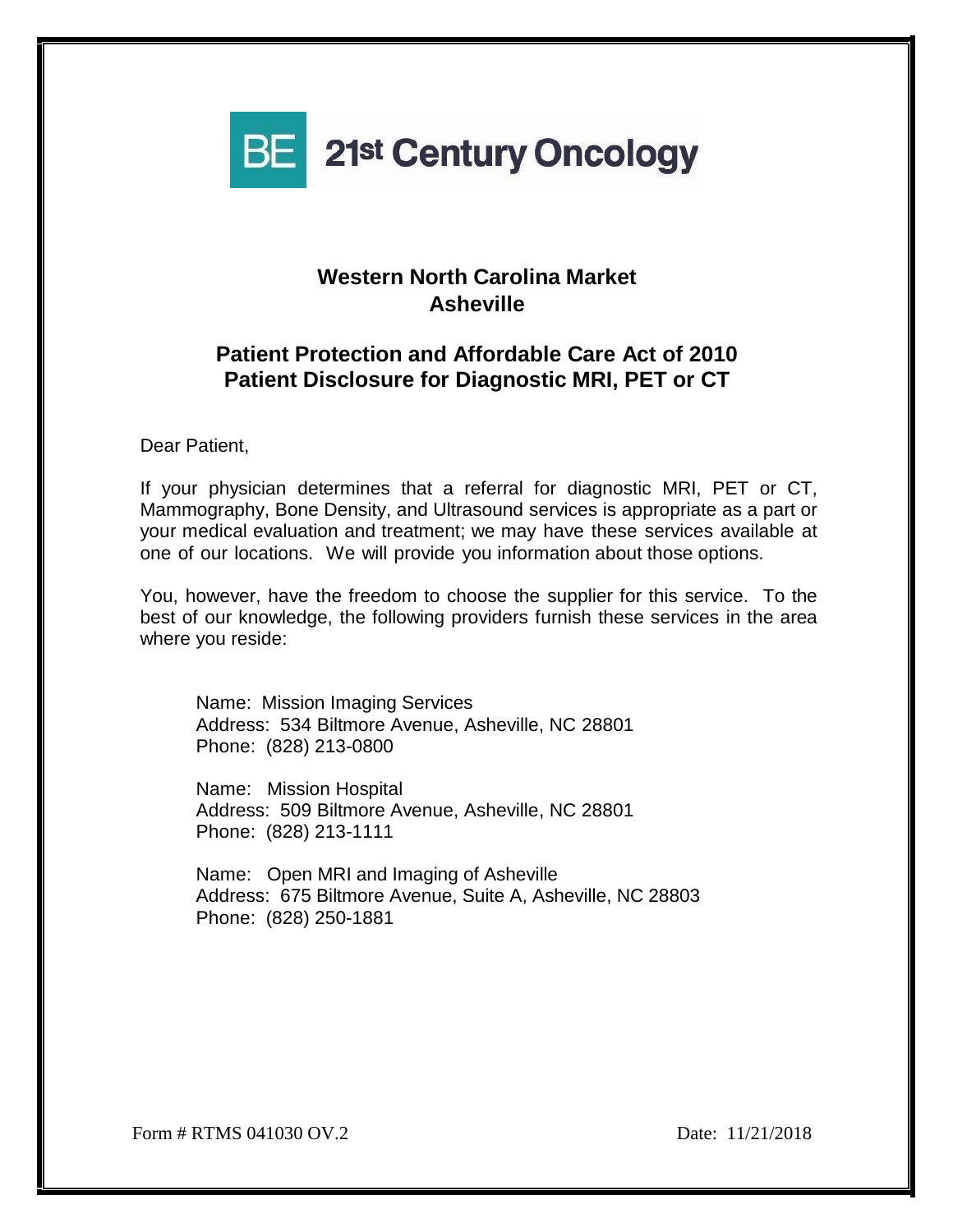BE 21st Century Oncology

## Western North Carolina Market
## Asheville

## Patient Protection and Affordable Care Act of 2010
## Patient Disclosure for Diagnostic MRI, PET or CT

Dear Patient,

If your physician determines that a referral for diagnostic MRI, PET or CT, Mammography, Bone Density, and Ultrasound services is appropriate as a part or your medical evaluation and treatment; we may have these services available at one of our locations. We will provide you information about those options.

You, however, have the freedom to choose the supplier for this service. To the best of our knowledge, the following providers furnish these services in the area where you reside:

Name: Mission Imaging Services
Address: 534 Biltmore Avenue, Asheville, NC 28801
Phone: (828) 213-0800

Name: Mission Hospital
Address: 509 Biltmore Avenue, Asheville, NC 28801
Phone: (828) 213-1111

Name: Open MRI and Imaging of Asheville
Address: 675 Biltmore Avenue, Suite A, Asheville, NC 28803
Phone: (828) 250-1881

Form # RTMS 041030 OV.2 Date: 11/21/2018